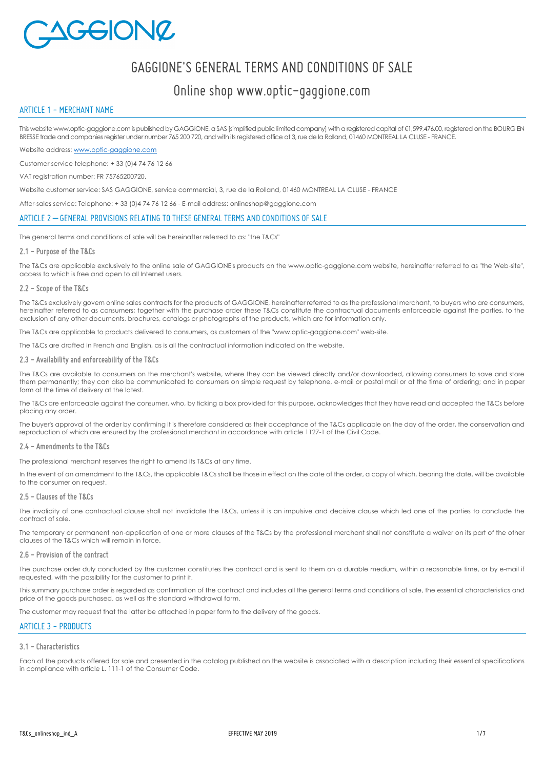# GAGGIONE'S GENERAL TERMS AND CONDITIONS OF SALE

## Online shop www.optic-gaggione.com

### ARTICLE 1 – MERCHANT NAME

This website www.optic-gaggione.com is published by GAGGIONE, a SAS [simplified public limited company] with a registered capital of €1,599,476.00, registered on the BOURG EN BRESSE trade and companies register under number 765 200 720, and with its registered office at 3, rue de la Rolland, 01460 MONTREAL LA CLUSE - FRANCE.

Website address: www.optic-gaggione.com

Customer service telephone: + 33 (0)4 74 76 12 66

VAT registration number: FR 75765200720.

Website customer service: SAS GAGGIONE, service commercial, 3, rue de la Rolland, 01460 MONTREAL LA CLUSE - FRANCE

After-sales service: Telephone: + 33 (0)4 74 76 12 66 - E-mail address: onlineshop@gaggione.com

### ARTICLE 2 — GENERAL PROVISIONS RELATING TO THESE GENERAL TERMS AND CONDITIONS OF SALE

The general terms and conditions of sale will be hereinafter referred to as: "the T&Cs"

#### 2.1 – Purpose of the T&Cs

The T&Cs are applicable exclusively to the online sale of GAGGIONE's products on the www.optic-gaggione.com website, hereinafter referred to as "the Web-site", access to which is free and open to all Internet users.

#### 2.2 – Scope of the T&Cs

The T&Cs exclusively govern online sales contracts for the products of GAGGIONE, hereinafter referred to as the professional merchant, to buyers who are consumers, hereinafter referred to as consumers; together with the purchase order these T&Cs constitute the contractual documents enforceable against the parties, to the exclusion of any other documents, brochures, catalogs or photographs of the products, which are for information only.

The T&Cs are applicable to products delivered to consumers, as customers of the "www.optic-gaggione.com" web-site.

The T&Cs are drafted in French and English, as is all the contractual information indicated on the website.

#### 2.3 – Availability and enforceability of the T&Cs

The T&Cs are available to consumers on the merchant's website, where they can be viewed directly and/or downloaded, allowing consumers to save and store them permanently; they can also be communicated to consumers on simple request by telephone, e-mail or postal mail or at the time of ordering; and in paper form at the time of delivery at the latest.

The T&Cs are enforceable against the consumer, who, by ticking a box provided for this purpose, acknowledges that they have read and accepted the T&Cs before placing any order.

The buyer's approval of the order by confirming it is therefore considered as their acceptance of the T&Cs applicable on the day of the order, the conservation and reproduction of which are ensured by the professional merchant in accordance with article 1127-1 of the Civil Code.

#### 2.4 – Amendments to the T&Cs

The professional merchant reserves the right to amend its T&Cs at any time.

In the event of an amendment to the T&Cs, the applicable T&Cs shall be those in effect on the date of the order, a copy of which, bearing the date, will be available to the consumer on request.

#### 2.5 – Clauses of the T&Cs

The invalidity of one contractual clause shall not invalidate the T&Cs, unless it is an impulsive and decisive clause which led one of the parties to conclude the contract of sale.

The temporary or permanent non-application of one or more clauses of the T&Cs by the professional merchant shall not constitute a waiver on its part of the other clauses of the T&Cs which will remain in force.

#### 2.6 – Provision of the contract

The purchase order duly concluded by the customer constitutes the contract and is sent to them on a durable medium, within a reasonable time, or by e-mail if requested, with the possibility for the customer to print it.

This summary purchase order is regarded as confirmation of the contract and includes all the general terms and conditions of sale, the essential characteristics and price of the goods purchased, as well as the standard withdrawal form.

The customer may request that the latter be attached in paper form to the delivery of the goods.

### ARTICLE 3 – PRODUCTS

#### 3.1 – Characteristics

Each of the products offered for sale and presented in the catalog published on the website is associated with a description including their essential specifications in compliance with article L. 111-1 of the Consumer Code.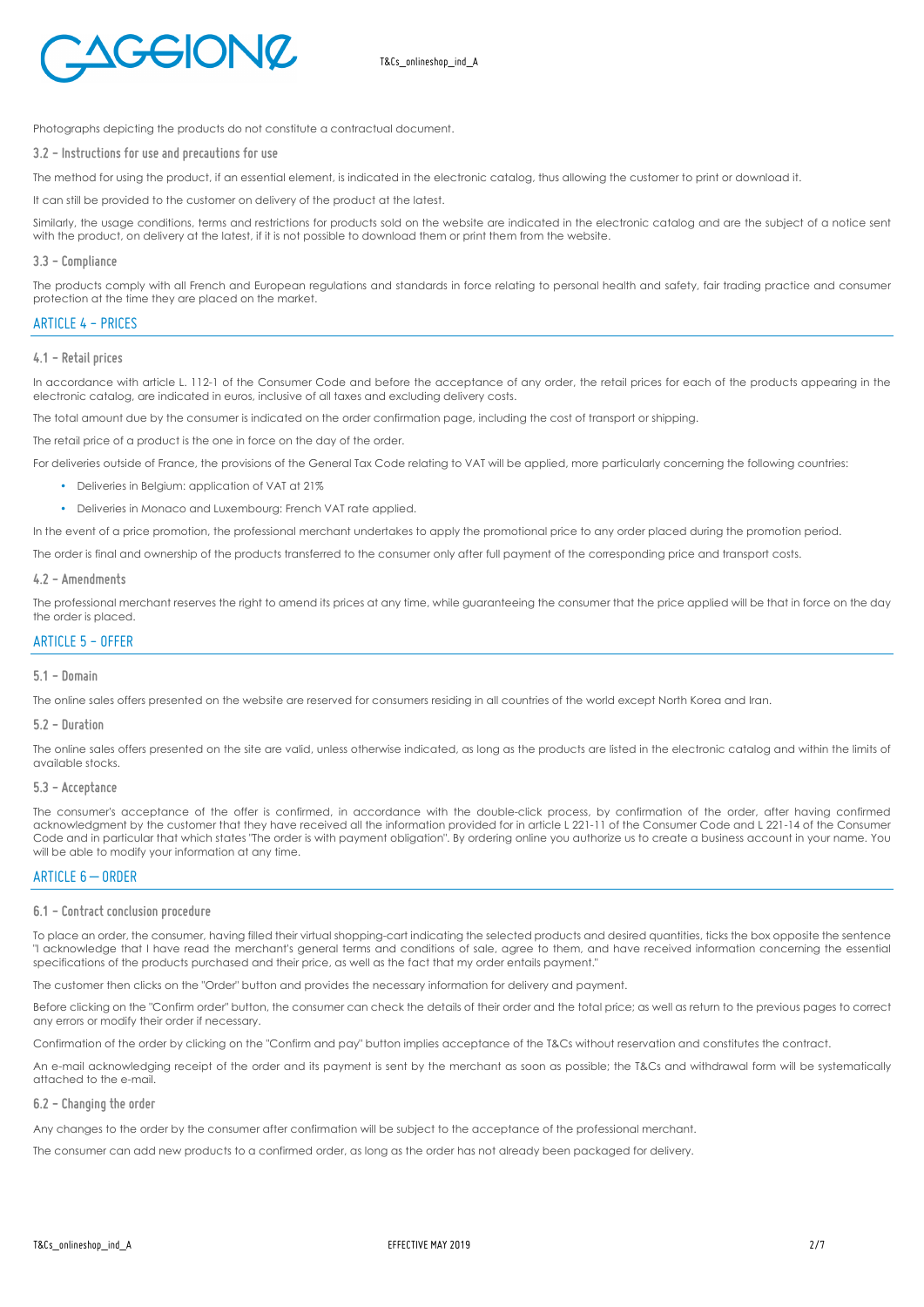Photographs depicting the products do not constitute a contractual document.

### 3.2 – Instructions for use and precautions for use

The method for using the product, if an essential element, is indicated in the electronic catalog, thus allowing the customer to print or download it.

It can still be provided to the customer on delivery of the product at the latest.

Similarly, the usage conditions, terms and restrictions for products sold on the website are indicated in the electronic catalog and are the subject of a notice sent with the product, on delivery at the latest, if it is not possible to download them or print them from the website.

### 3.3 – Compliance

The products comply with all French and European regulations and standards in force relating to personal health and safety, fair trading practice and consumer protection at the time they are placed on the market.

## ARTICLE 4 – PRICES

### 4.1 – Retail prices

In accordance with article L. 112-1 of the Consumer Code and before the acceptance of any order, the retail prices for each of the products appearing in the electronic catalog, are indicated in euros, inclusive of all taxes and excluding delivery costs.

The total amount due by the consumer is indicated on the order confirmation page, including the cost of transport or shipping.

The retail price of a product is the one in force on the day of the order.

For deliveries outside of France, the provisions of the General Tax Code relating to VAT will be applied, more particularly concerning the following countries:

- Deliveries in Belgium: application of VAT at 21%
- Deliveries in Monaco and Luxembourg: French VAT rate applied.

In the event of a price promotion, the professional merchant undertakes to apply the promotional price to any order placed during the promotion period.

The order is final and ownership of the products transferred to the consumer only after full payment of the corresponding price and transport costs.

### 4.2 – Amendments

The professional merchant reserves the right to amend its prices at any time, while guaranteeing the consumer that the price applied will be that in force on the day the order is placed.

## ARTICLE 5 – OFFER

### 5.1 – Domain

The online sales offers presented on the website are reserved for consumers residing in all countries of the world except North Korea and Iran.

### 5.2 – Duration

The online sales offers presented on the site are valid, unless otherwise indicated, as long as the products are listed in the electronic catalog and within the limits of available stocks.

### 5.3 – Acceptance

The consumer's acceptance of the offer is confirmed, in accordance with the double-click process, by confirmation of the order, after having confirmed acknowledgment by the customer that they have received all the information provided for in article L 221-11 of the Consumer Code and L 221-14 of the Consumer Code and in particular that which states "The order is with payment obligation". By ordering online you authorize us to create a business account in your name. You will be able to modify your information at any time.

## ARTICLE 6 — ORDER

### 6.1 – Contract conclusion procedure

To place an order, the consumer, having filled their virtual shopping-cart indicating the selected products and desired quantities, ticks the box opposite the sentence "I acknowledge that I have read the merchant's general terms and conditions of sale, agree to them, and have received information concerning the essential specifications of the products purchased and their price, as well as the fact that my order entails payment."

The customer then clicks on the "Order" button and provides the necessary information for delivery and payment.

Before clicking on the "Confirm order" button, the consumer can check the details of their order and the total price; as well as return to the previous pages to correct any errors or modify their order if necessary.

Confirmation of the order by clicking on the "Confirm and pay" button implies acceptance of the T&Cs without reservation and constitutes the contract.

An e-mail acknowledging receipt of the order and its payment is sent by the merchant as soon as possible; the T&Cs and withdrawal form will be systematically attached to the e-mail.

### 6.2 – Changing the order

Any changes to the order by the consumer after confirmation will be subject to the acceptance of the professional merchant.

The consumer can add new products to a confirmed order, as long as the order has not already been packaged for delivery.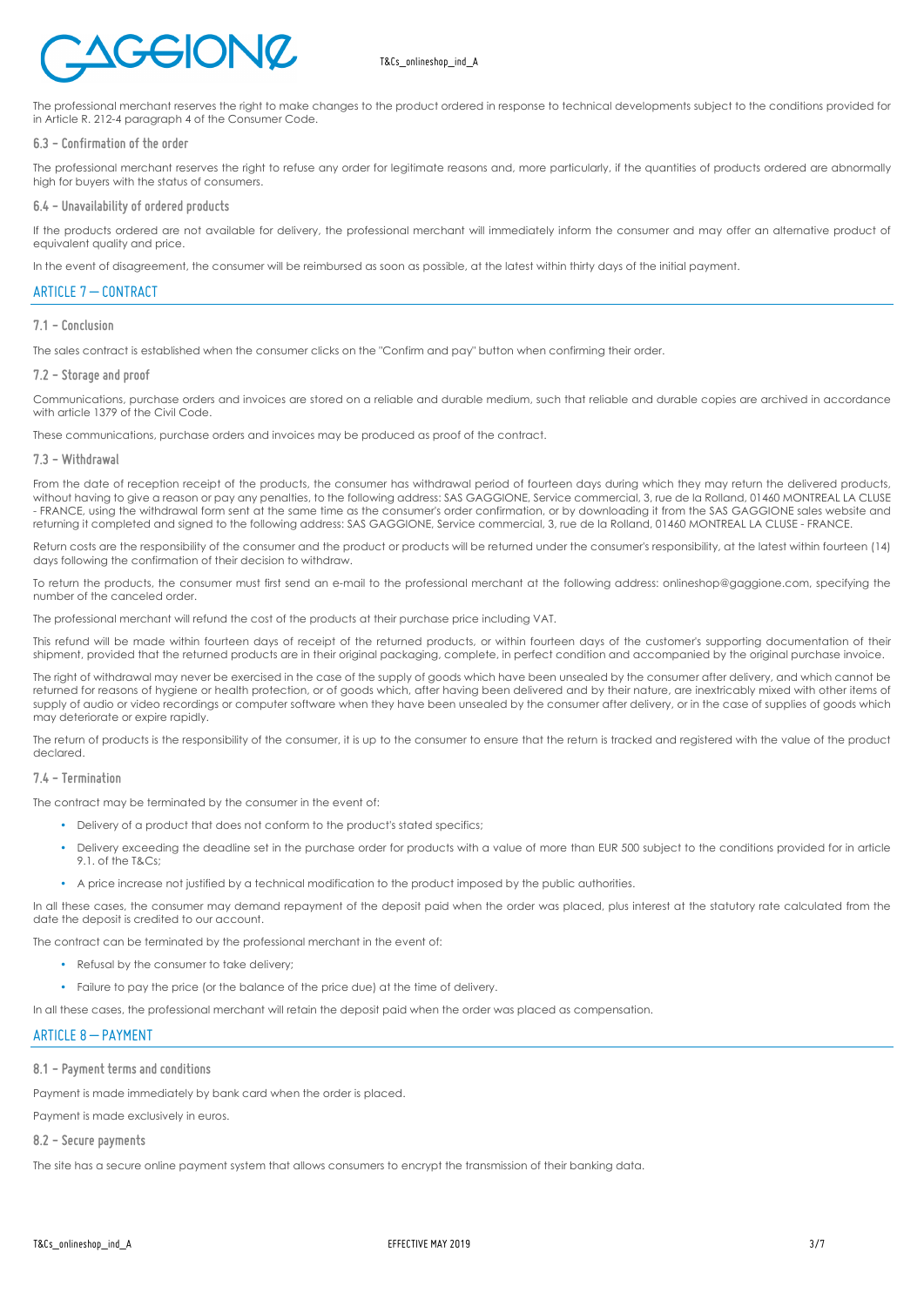The professional merchant reserves the right to make changes to the product ordered in response to technical developments subject to the conditions provided for in Article R. 212-4 paragraph 4 of the Consumer Code.

### 6.3 – Confirmation of the order

The professional merchant reserves the right to refuse any order for legitimate reasons and, more particularly, if the quantities of products ordered are abnormally high for buyers with the status of consumers.

### 6.4 – Unavailability of ordered products

If the products ordered are not available for delivery, the professional merchant will immediately inform the consumer and may offer an alternative product of equivalent quality and price.

In the event of disagreement, the consumer will be reimbursed as soon as possible, at the latest within thirty days of the initial payment.

## ARTICLE 7 — CONTRACT

### 7.1 – Conclusion

The sales contract is established when the consumer clicks on the "Confirm and pay" button when confirming their order.

### 7.2 – Storage and proof

Communications, purchase orders and invoices are stored on a reliable and durable medium, such that reliable and durable copies are archived in accordance with article 1379 of the Civil Code.

These communications, purchase orders and invoices may be produced as proof of the contract.

### 7.3 – Withdrawal

From the date of reception receipt of the products, the consumer has withdrawal period of fourteen days during which they may return the delivered products, without having to give a reason or pay any penalties, to the following address: SAS GAGGIONE, Service commercial, 3, rue de la Rolland, 01460 MONTREAL LA CLUSE - FRANCE, using the withdrawal form sent at the same time as the consumer's order confirmation, or by downloading it from the SAS GAGGIONE sales website and returning it completed and signed to the following address: SAS GAGGIONE, Service commercial, 3, rue de la Rolland, 01460 MONTREAL LA CLUSE - FRANCE.

Return costs are the responsibility of the consumer and the product or products will be returned under the consumer's responsibility, at the latest within fourteen (14) days following the confirmation of their decision to withdraw.

To return the products, the consumer must first send an e-mail to the professional merchant at the following address: onlineshop@gaggione.com, specifying the number of the canceled order.

The professional merchant will refund the cost of the products at their purchase price including VAT.

This refund will be made within fourteen days of receipt of the returned products, or within fourteen days of the customer's supporting documentation of their shipment, provided that the returned products are in their original packaging, complete, in perfect condition and accompanied by the original purchase invoice.

The right of withdrawal may never be exercised in the case of the supply of goods which have been unsealed by the consumer after delivery, and which cannot be returned for reasons of hygiene or health protection, or of goods which, after having been delivered and by their nature, are inextricably mixed with other items of supply of audio or video recordings or computer software when they have been unsealed by the consumer after delivery, or in the case of supplies of goods which may deteriorate or expire rapidly.

The return of products is the responsibility of the consumer, it is up to the consumer to ensure that the return is tracked and registered with the value of the product declared.

### 7.4 – Termination

The contract may be terminated by the consumer in the event of:

- Delivery of a product that does not conform to the product's stated specifics;
- Delivery exceeding the deadline set in the purchase order for products with a value of more than EUR 500 subject to the conditions provided for in article 9.1. of the T&Cs;
- A price increase not justified by a technical modification to the product imposed by the public authorities.

In all these cases, the consumer may demand repayment of the deposit paid when the order was placed, plus interest at the statutory rate calculated from the date the deposit is credited to our account.

The contract can be terminated by the professional merchant in the event of:

- Refusal by the consumer to take delivery;
- Failure to pay the price (or the balance of the price due) at the time of delivery.

In all these cases, the professional merchant will retain the deposit paid when the order was placed as compensation.

## ARTICLE 8 — PAYMENT

### 8.1 – Payment terms and conditions

Payment is made immediately by bank card when the order is placed.

Payment is made exclusively in euros.

### 8.2 – Secure payments

The site has a secure online payment system that allows consumers to encrypt the transmission of their banking data.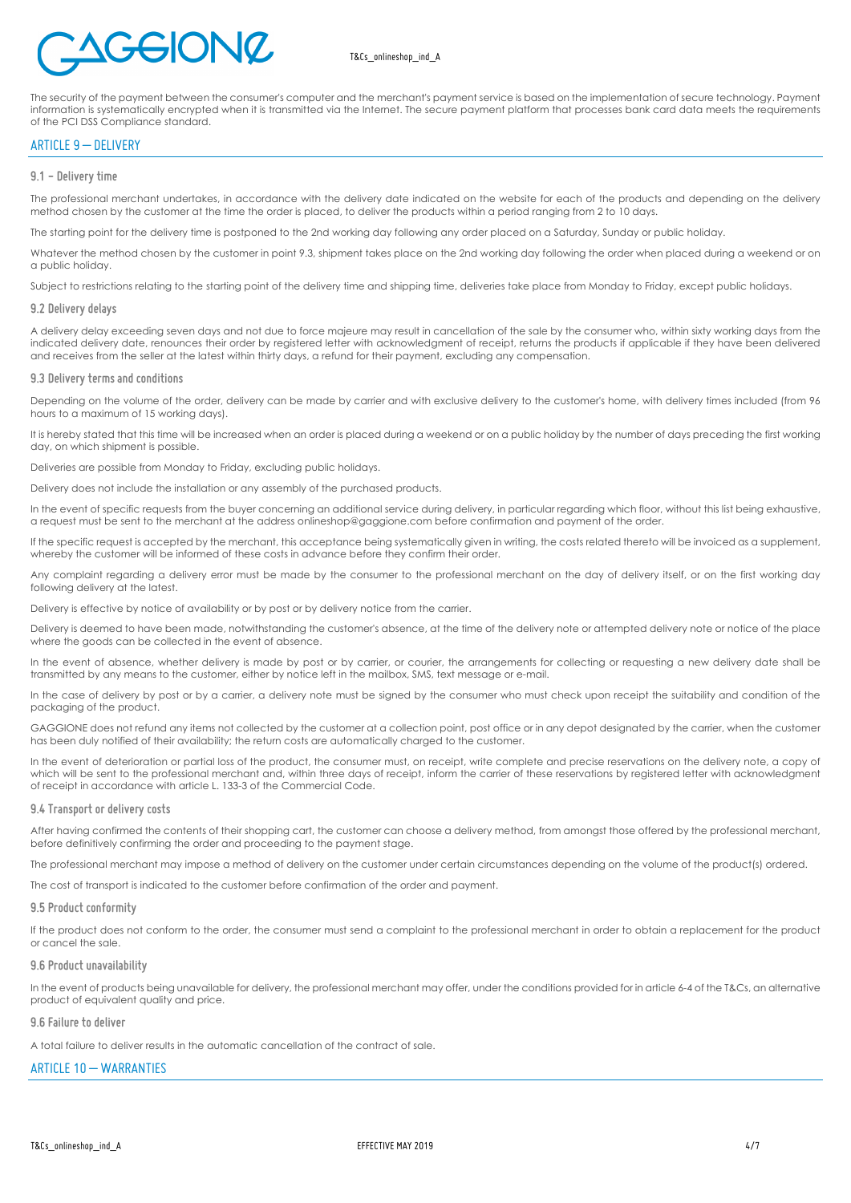The security of the payment between the consumer's computer and the merchant's payment service is based on the implementation of secure technology. Payment information is systematically encrypted when it is transmitted via the Internet. The secure payment platform that processes bank card data meets the requirements of the PCI DSS Compliance standard.

## ARTICLE 9 — DELIVERY

### 9.1 – Delivery time

The professional merchant undertakes, in accordance with the delivery date indicated on the website for each of the products and depending on the delivery method chosen by the customer at the time the order is placed, to deliver the products within a period ranging from 2 to 10 days.

The starting point for the delivery time is postponed to the 2nd working day following any order placed on a Saturday, Sunday or public holiday.

Whatever the method chosen by the customer in point 9.3, shipment takes place on the 2nd working day following the order when placed during a weekend or on a public holiday.

Subject to restrictions relating to the starting point of the delivery time and shipping time, deliveries take place from Monday to Friday, except public holidays.

### 9.2 Delivery delays

A delivery delay exceeding seven days and not due to force majeure may result in cancellation of the sale by the consumer who, within sixty working days from the indicated delivery date, renounces their order by registered letter with acknowledgment of receipt, returns the products if applicable if they have been delivered and receives from the seller at the latest within thirty days, a refund for their payment, excluding any compensation.

### 9.3 Delivery terms and conditions

Depending on the volume of the order, delivery can be made by carrier and with exclusive delivery to the customer's home, with delivery times included (from 96 hours to a maximum of 15 working days).

It is hereby stated that this time will be increased when an order is placed during a weekend or on a public holiday by the number of days preceding the first working day, on which shipment is possible.

Deliveries are possible from Monday to Friday, excluding public holidays.

Delivery does not include the installation or any assembly of the purchased products.

In the event of specific requests from the buyer concerning an additional service during delivery, in particular regarding which floor, without this list being exhaustive, a request must be sent to the merchant at the address onlineshop@gaggione.com before confirmation and payment of the order.

If the specific request is accepted by the merchant, this acceptance being systematically given in writing, the costs related thereto will be invoiced as a supplement, whereby the customer will be informed of these costs in advance before they confirm their order.

Any complaint regarding a delivery error must be made by the consumer to the professional merchant on the day of delivery itself, or on the first working day following delivery at the latest.

Delivery is effective by notice of availability or by post or by delivery notice from the carrier.

Delivery is deemed to have been made, notwithstanding the customer's absence, at the time of the delivery note or attempted delivery note or notice of the place where the goods can be collected in the event of absence.

In the event of absence, whether delivery is made by post or by carrier, or courier, the arrangements for collecting or requesting a new delivery date shall be transmitted by any means to the customer, either by notice left in the mailbox, SMS, text message or e-mail.

In the case of delivery by post or by a carrier, a delivery note must be signed by the consumer who must check upon receipt the suitability and condition of the packaging of the product.

GAGGIONE does not refund any items not collected by the customer at a collection point, post office or in any depot designated by the carrier, when the customer has been duly notified of their availability; the return costs are automatically charged to the customer.

In the event of deterioration or partial loss of the product, the consumer must, on receipt, write complete and precise reservations on the delivery note, a copy of which will be sent to the professional merchant and, within three days of receipt, inform the carrier of these reservations by registered letter with acknowledgment of receipt in accordance with article L. 133-3 of the Commercial Code.

### 9.4 Transport or delivery costs

After having confirmed the contents of their shopping cart, the customer can choose a delivery method, from amongst those offered by the professional merchant, before definitively confirming the order and proceeding to the payment stage.

The professional merchant may impose a method of delivery on the customer under certain circumstances depending on the volume of the product(s) ordered.

The cost of transport is indicated to the customer before confirmation of the order and payment.

### 9.5 Product conformity

If the product does not conform to the order, the consumer must send a complaint to the professional merchant in order to obtain a replacement for the product or cancel the sale.

### 9.6 Product unavailability

In the event of products being unavailable for delivery, the professional merchant may offer, under the conditions provided for in article 6-4 of the T&Cs, an alternative product of equivalent quality and price.

### 9.6 Failure to deliver

A total failure to deliver results in the automatic cancellation of the contract of sale.

## ARTICLE 10 — WARRANTIES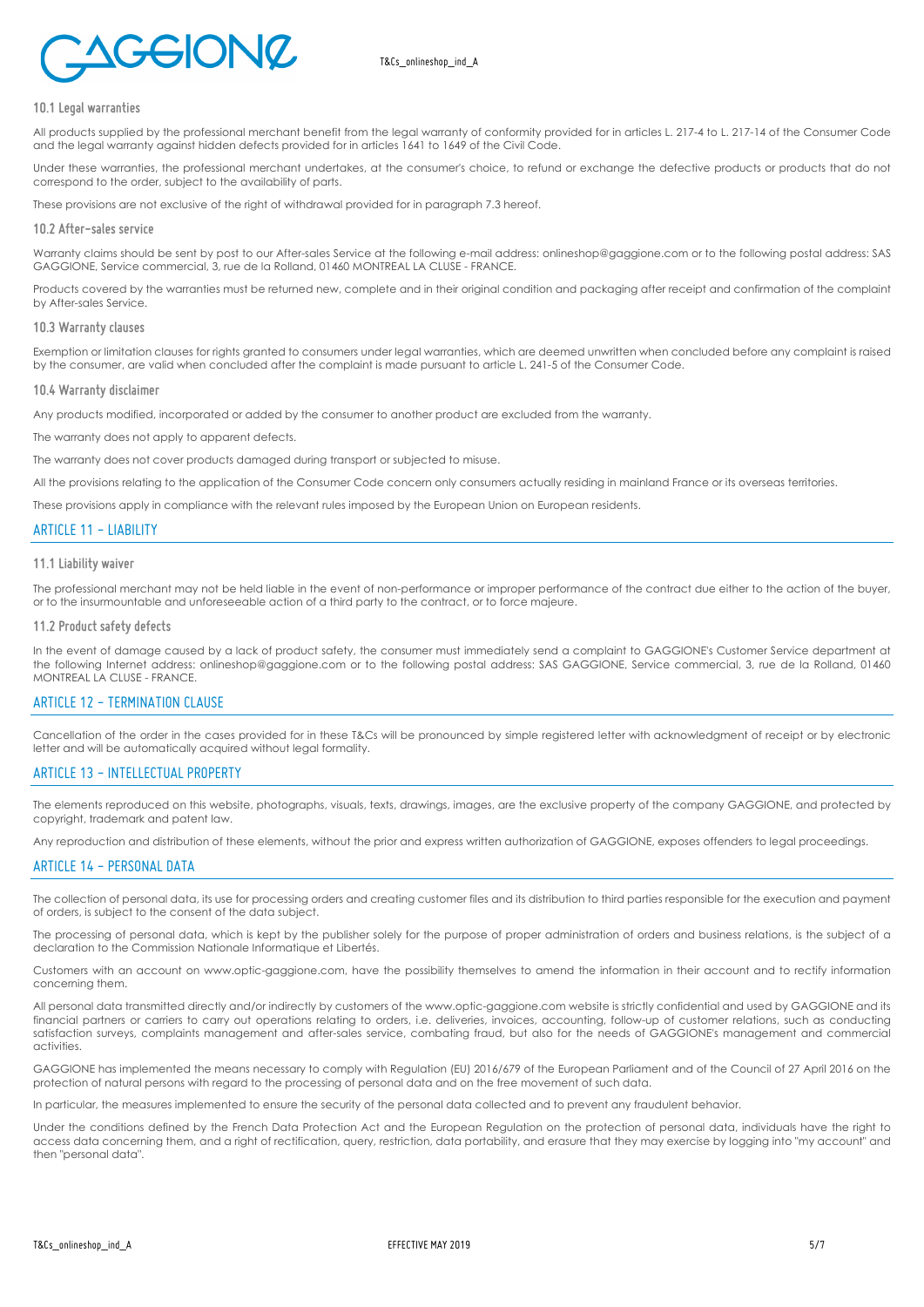### 10.1 Legal warranties

All products supplied by the professional merchant benefit from the legal warranty of conformity provided for in articles L. 217-4 to L. 217-14 of the Consumer Code and the legal warranty against hidden defects provided for in articles 1641 to 1649 of the Civil Code.

Under these warranties, the professional merchant undertakes, at the consumer's choice, to refund or exchange the defective products or products that do not correspond to the order, subject to the availability of parts.

These provisions are not exclusive of the right of withdrawal provided for in paragraph 7.3 hereof.

### 10.2 After-sales service

Warranty claims should be sent by post to our After-sales Service at the following e-mail address: onlineshop@gaggione.com or to the following postal address: SAS GAGGIONE, Service commercial, 3, rue de la Rolland, 01460 MONTREAL LA CLUSE - FRANCE.

Products covered by the warranties must be returned new, complete and in their original condition and packaging after receipt and confirmation of the complaint by After-sales Service.

### 10.3 Warranty clauses

Exemption or limitation clauses for rights granted to consumers under legal warranties, which are deemed unwritten when concluded before any complaint is raised by the consumer, are valid when concluded after the complaint is made pursuant to article L. 241-5 of the Consumer Code.

### 10.4 Warranty disclaimer

Any products modified, incorporated or added by the consumer to another product are excluded from the warranty.

The warranty does not apply to apparent defects.

The warranty does not cover products damaged during transport or subjected to misuse.

All the provisions relating to the application of the Consumer Code concern only consumers actually residing in mainland France or its overseas territories.

These provisions apply in compliance with the relevant rules imposed by the European Union on European residents.

## ARTICLE 11 – LIABILITY

### 11.1 Liability waiver

The professional merchant may not be held liable in the event of non-performance or improper performance of the contract due either to the action of the buyer, or to the insurmountable and unforeseeable action of a third party to the contract, or to force majeure.

### 11.2 Product safety defects

In the event of damage caused by a lack of product safety, the consumer must immediately send a complaint to GAGGIONE's Customer Service department at the following Internet address: onlineshop@gaggione.com or to the following postal address: SAS GAGGIONE, Service commercial, 3, rue de la Rolland, 01460 MONTREAL LA CLUSE - FRANCE.

## ARTICLE 12 – TERMINATION CLAUSE

Cancellation of the order in the cases provided for in these T&Cs will be pronounced by simple registered letter with acknowledgment of receipt or by electronic letter and will be automatically acquired without legal formality.

## ARTICLE 13 – INTELLECTUAL PROPERTY

The elements reproduced on this website, photographs, visuals, texts, drawings, images, are the exclusive property of the company GAGGIONE, and protected by copyright, trademark and patent law.

Any reproduction and distribution of these elements, without the prior and express written authorization of GAGGIONE, exposes offenders to legal proceedings.

## ARTICLE 14 – PERSONAL DATA

The collection of personal data, its use for processing orders and creating customer files and its distribution to third parties responsible for the execution and payment of orders, is subject to the consent of the data subject.

The processing of personal data, which is kept by the publisher solely for the purpose of proper administration of orders and business relations, is the subject of a declaration to the Commission Nationale Informatique et Libertés.

Customers with an account on www.optic-gaggione.com, have the possibility themselves to amend the information in their account and to rectify information concerning them.

All personal data transmitted directly and/or indirectly by customers of the www.optic-gaggione.com website is strictly confidential and used by GAGGIONE and its financial partners or carriers to carry out operations relating to orders, i.e. deliveries, invoices, accounting, follow-up of customer relations, such as conducting satisfaction surveys, complaints management and after-sales service, combating fraud, but also for the needs of GAGGIONE's management and commercial activities.

GAGGIONE has implemented the means necessary to comply with Regulation (EU) 2016/679 of the European Parliament and of the Council of 27 April 2016 on the protection of natural persons with regard to the processing of personal data and on the free movement of such data.

In particular, the measures implemented to ensure the security of the personal data collected and to prevent any fraudulent behavior.

Under the conditions defined by the French Data Protection Act and the European Regulation on the protection of personal data, individuals have the right to access data concerning them, and a right of rectification, query, restriction, data portability, and erasure that they may exercise by logging into "my account" and then "personal data".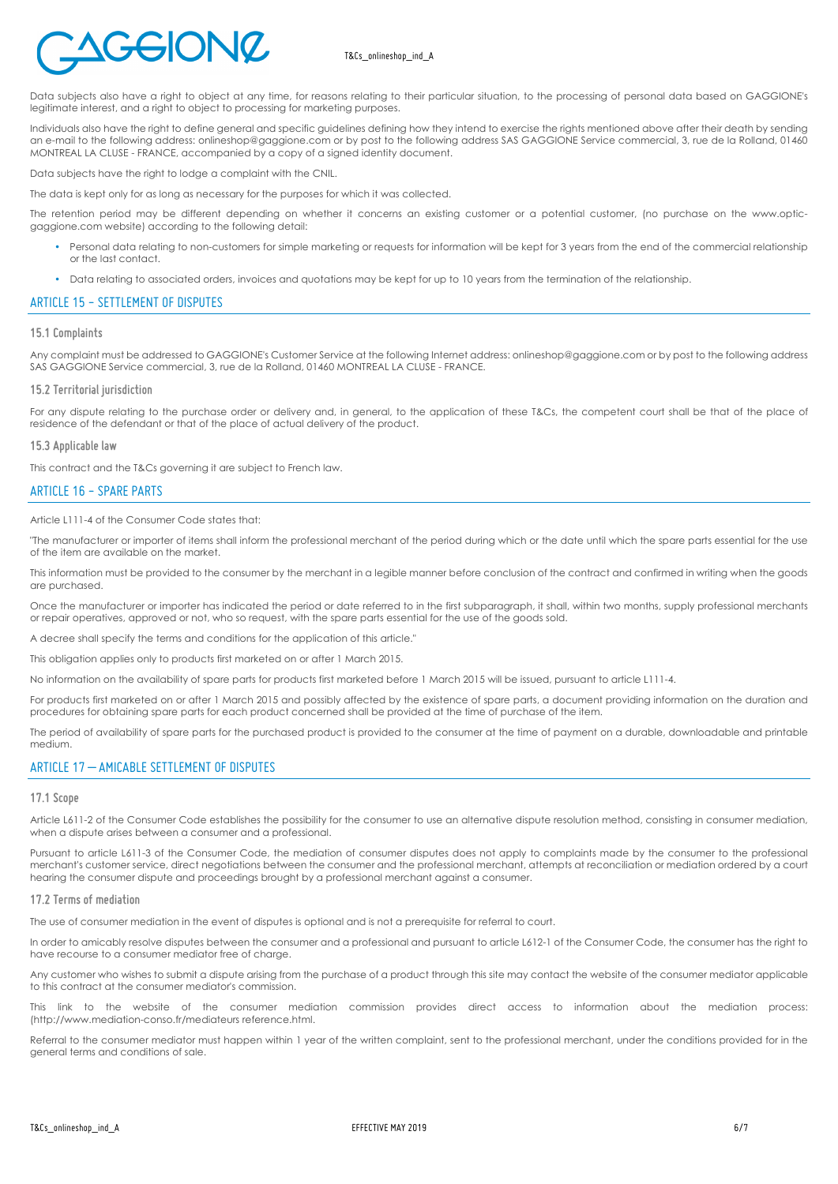Data subjects also have a right to object at any time, for reasons relating to their particular situation, to the processing of personal data based on GAGGIONE's legitimate interest, and a right to object to processing for marketing purposes.

Individuals also have the right to define general and specific guidelines defining how they intend to exercise the rights mentioned above after their death by sending an e-mail to the following address: onlineshop@gaggione.com or by post to the following address SAS GAGGIONE Service commercial, 3, rue de la Rolland, 01460 MONTREAL LA CLUSE - FRANCE, accompanied by a copy of a signed identity document.

Data subjects have the right to lodge a complaint with the CNIL.

The data is kept only for as long as necessary for the purposes for which it was collected.

The retention period may be different depending on whether it concerns an existing customer or a potential customer, (no purchase on the www.optic-gaggione.com website) according to the following detail:

- Personal data relating to non-customers for simple marketing or requests for information will be kept for 3 years from the end of the commercial relationship or the last contact.
- Data relating to associated orders, invoices and quotations may be kept for up to 10 years from the termination of the relationship.

## ARTICLE 15 – SETTLEMENT OF DISPUTES

### 15.1 Complaints

Any complaint must be addressed to GAGGIONE's Customer Service at the following Internet address: onlineshop@gaggione.com or by post to the following address SAS GAGGIONE Service commercial, 3, rue de la Rolland, 01460 MONTREAL LA CLUSE - FRANCE.

### 15.2 Territorial jurisdiction

For any dispute relating to the purchase order or delivery and, in general, to the application of these T&Cs, the competent court shall be that of the place of residence of the defendant or that of the place of actual delivery of the product.

### 15.3 Applicable law

This contract and the T&Cs governing it are subject to French law.

## ARTICLE 16 – SPARE PARTS

Article L111-4 of the Consumer Code states that:

"The manufacturer or importer of items shall inform the professional merchant of the period during which or the date until which the spare parts essential for the use of the item are available on the market.

This information must be provided to the consumer by the merchant in a legible manner before conclusion of the contract and confirmed in writing when the goods are purchased.

Once the manufacturer or importer has indicated the period or date referred to in the first subparagraph, it shall, within two months, supply professional merchants or repair operatives, approved or not, who so request, with the spare parts essential for the use of the goods sold.

A decree shall specify the terms and conditions for the application of this article."

This obligation applies only to products first marketed on or after 1 March 2015.

No information on the availability of spare parts for products first marketed before 1 March 2015 will be issued, pursuant to article L111-4.

For products first marketed on or after 1 March 2015 and possibly affected by the existence of spare parts, a document providing information on the duration and procedures for obtaining spare parts for each product concerned shall be provided at the time of purchase of the item.

The period of availability of spare parts for the purchased product is provided to the consumer at the time of payment on a durable, downloadable and printable medium.

## ARTICLE 17 — AMICABLE SETTLEMENT OF DISPUTES

### 17.1 Scope

Article L611-2 of the Consumer Code establishes the possibility for the consumer to use an alternative dispute resolution method, consisting in consumer mediation, when a dispute arises between a consumer and a professional.

Pursuant to article L611-3 of the Consumer Code, the mediation of consumer disputes does not apply to complaints made by the consumer to the professional merchant's customer service, direct negotiations between the consumer and the professional merchant, attempts at reconciliation or mediation ordered by a court hearing the consumer dispute and proceedings brought by a professional merchant against a consumer.

### 17.2 Terms of mediation

The use of consumer mediation in the event of disputes is optional and is not a prerequisite for referral to court.

In order to amicably resolve disputes between the consumer and a professional and pursuant to article L612-1 of the Consumer Code, the consumer has the right to have recourse to a consumer mediator free of charge.

Any customer who wishes to submit a dispute arising from the purchase of a product through this site may contact the website of the consumer mediator applicable to this contract at the consumer mediator's commission.

This link to the website of the consumer mediation commission provides direct access to information about the mediation process: (http://www.mediation-conso.fr/mediateurs reference.html.

Referral to the consumer mediator must happen within 1 year of the written complaint, sent to the professional merchant, under the conditions provided for in the general terms and conditions of sale.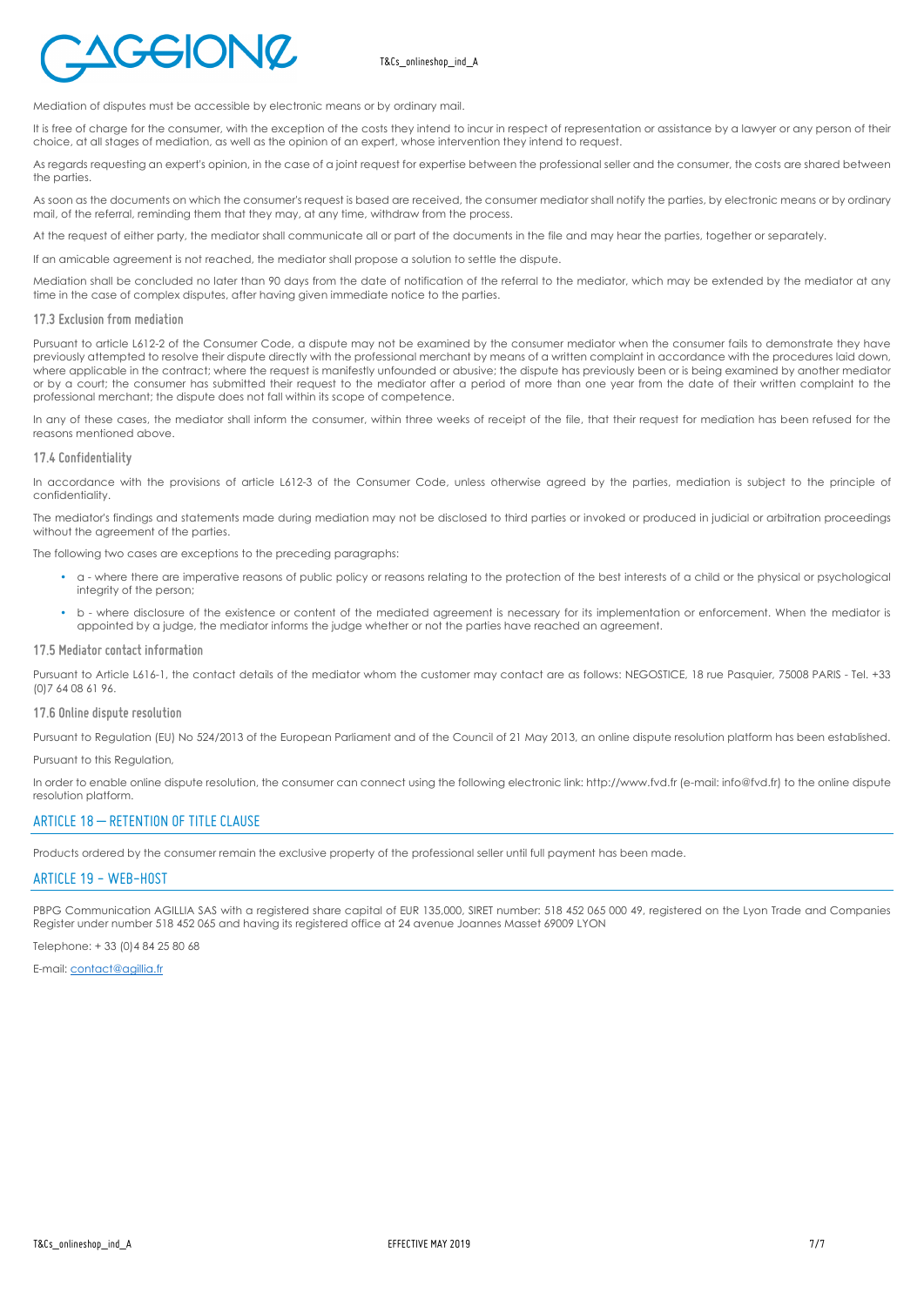Mediation of disputes must be accessible by electronic means or by ordinary mail.

It is free of charge for the consumer, with the exception of the costs they intend to incur in respect of representation or assistance by a lawyer or any person of their choice, at all stages of mediation, as well as the opinion of an expert, whose intervention they intend to request.

As regards requesting an expert's opinion, in the case of a joint request for expertise between the professional seller and the consumer, the costs are shared between the parties.

As soon as the documents on which the consumer's request is based are received, the consumer mediator shall notify the parties, by electronic means or by ordinary mail, of the referral, reminding them that they may, at any time, withdraw from the process.

At the request of either party, the mediator shall communicate all or part of the documents in the file and may hear the parties, together or separately.

If an amicable agreement is not reached, the mediator shall propose a solution to settle the dispute.

Mediation shall be concluded no later than 90 days from the date of notification of the referral to the mediator, which may be extended by the mediator at any time in the case of complex disputes, after having given immediate notice to the parties.

### 17.3 Exclusion from mediation

Pursuant to article L612-2 of the Consumer Code, a dispute may not be examined by the consumer mediator when the consumer fails to demonstrate they have previously attempted to resolve their dispute directly with the professional merchant by means of a written complaint in accordance with the procedures laid down, where applicable in the contract; where the request is manifestly unfounded or abusive; the dispute has previously been or is being examined by another mediator or by a court; the consumer has submitted their request to the mediator after a period of more than one year from the date of their written complaint to the professional merchant; the dispute does not fall within its scope of competence.

In any of these cases, the mediator shall inform the consumer, within three weeks of receipt of the file, that their request for mediation has been refused for the reasons mentioned above.

### 17.4 Confidentiality

In accordance with the provisions of article L612-3 of the Consumer Code, unless otherwise agreed by the parties, mediation is subject to the principle of confidentiality.

The mediator's findings and statements made during mediation may not be disclosed to third parties or invoked or produced in judicial or arbitration proceedings without the agreement of the parties.

The following two cases are exceptions to the preceding paragraphs:

- a - where there are imperative reasons of public policy or reasons relating to the protection of the best interests of a child or the physical or psychological integrity of the person;
- b - where disclosure of the existence or content of the mediated agreement is necessary for its implementation or enforcement. When the mediator is appointed by a judge, the mediator informs the judge whether or not the parties have reached an agreement.

### 17.5 Mediator contact information

Pursuant to Article L616-1, the contact details of the mediator whom the customer may contact are as follows: NEGOSTICE, 18 rue Pasquier, 75008 PARIS - Tel. +33 (0)7 64 08 61 96.

### 17.6 Online dispute resolution

Pursuant to Regulation (EU) No 524/2013 of the European Parliament and of the Council of 21 May 2013, an online dispute resolution platform has been established.

Pursuant to this Regulation,

In order to enable online dispute resolution, the consumer can connect using the following electronic link: http://www.fvd.fr (e-mail: info@fvd.fr) to the online dispute resolution platform.

## ARTICLE 18 – RETENTION OF TITLE CLAUSE

Products ordered by the consumer remain the exclusive property of the professional seller until full payment has been made.

## ARTICLE 19 - WEB-HOST

PBPG Communication AGILLIA SAS with a registered share capital of EUR 135,000, SIRET number: 518 452 065 000 49, registered on the Lyon Trade and Companies Register under number 518 452 065 and having its registered office at 24 avenue Joannes Masset 69009 LYON

Telephone: + 33 (0)4 84 25 80 68

E-mail: contact@agillia.fr